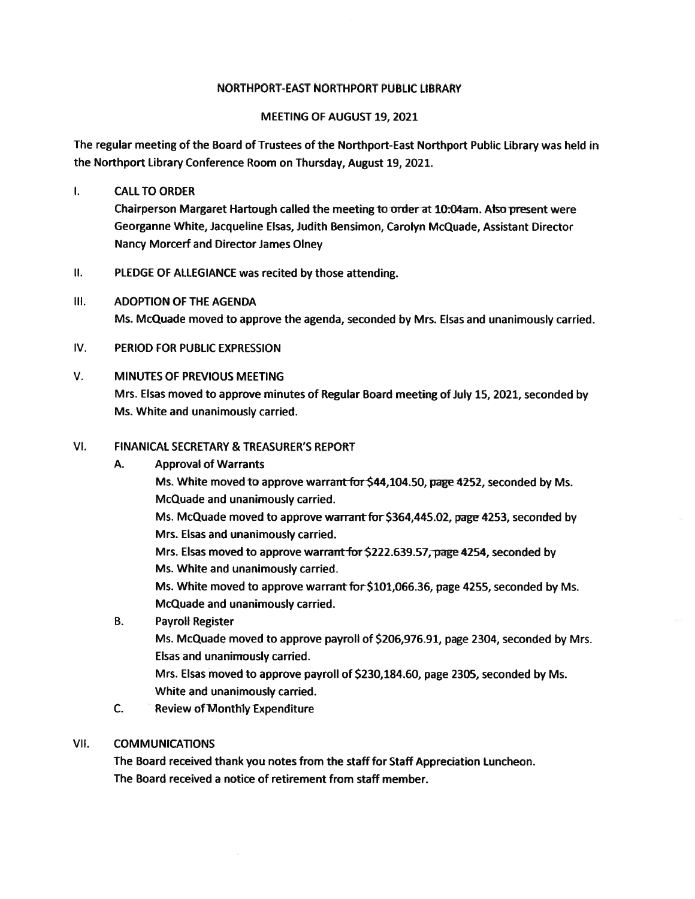# NORTHPORT-EAST NORTHPORT PUBLIC LIBRARY

## MEETING OF AUGUST 19, 2021

The regular meeting of the Board of Trustees of the Northport-East Northport Public Library was held in the Northport Library Conference Room on Thursday, August 19, 2021.

I. CALL TO ORDER

Chairperson Margaret Hartough called the meeting to order at 10:04am. Also present were Georganne White, Jacqueline Elsas, Judith Bensimon, Carolyn McQuade, Assistant Director Nancy Morcerf and Director James Olney

II. PLEDGE OF ALLEGIANCE was recited by those attending.

III. ADOPTION OF THE AGENDA

Ms. McQuade moved to approve the agenda, seconded by Mrs. Elsas and unanimously carried.

IV. PERIOD FOR PUBLIC EXPRESSION

V. MINUTES OF PREVIOUS MEETING

Mrs. Elsas moved to approve minutes of Regular Board meeting of July 15, 2021, seconded by Ms. White and unanimously carried.

VI. FINANICAL SECRETARY & TREASURER'S REPORT

A. Approval of Warrants

Ms. White moved to approve warrant for $44,104.50, page 4252, seconded by Ms. McQuade and unanimously carried.

Ms. McQuade moved to approve warrant for $364,445.02, page 4253, seconded by Mrs. Elsas and unanimously carried.

Mrs. Elsas moved to approve warrant for $222.639.57, page 4254, seconded by Ms. White and unanimously carried.

Ms. White moved to approve warrant for $101,066.36, page 4255, seconded by Ms. McQuade and unanimously carried.

B. Payroll Register

Ms. McQuade moved to approve payroll of $206,976.91, page 2304, seconded by Mrs. Elsas and unanimously carried.

Mrs. Elsas moved to approve payroll of $230,184.60, page 2305, seconded by Ms. White and unanimously carried.

C. Review of Monthly Expenditure

VII. COMMUNICATIONS

The Board received thank you notes from the staff for Staff Appreciation Luncheon.

The Board received a notice of retirement from staff member.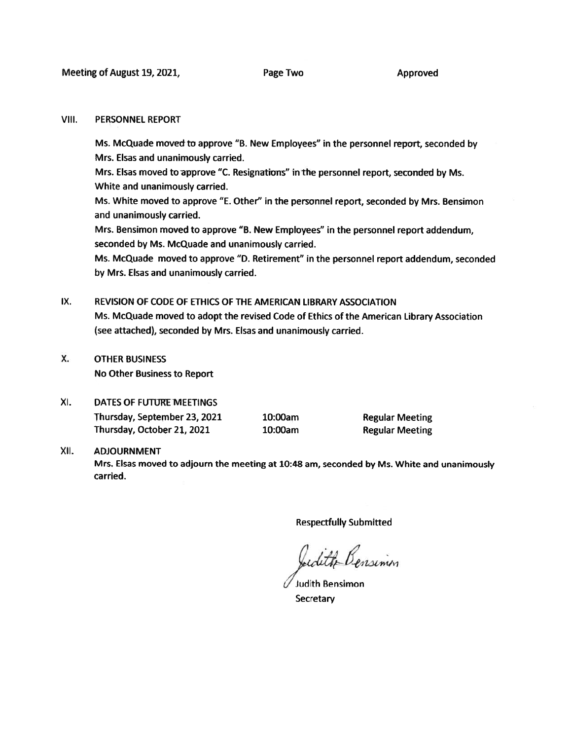## VIII. PERSONNEL REPORT

Ms. McQuade moved to approve "B. New Employees" in the personnel report, seconded by Mrs. Elsas and unanimously carried.

Mrs. Elsas moved to approve "C. Resignations" in the personnel report, seconded by Ms. White and unanimously carried.

Ms. White moved to approve "E. Other" in the personnel report, seconded by Mrs. Bensimon and unanimously carried.

Mrs. Bensimon moved to approve "B. New Employees" in the personnel report addendum, seconded by Ms. McQuade and unanimously carried.

Ms. McQuade moved to approve "D. Retirement" in the personnel report addendum, seconded by Mrs. Elsas and unanimously carried.

## IX. REVISION OF CODE OF ETHICS OF THE AMERICAN LIBRARY ASSOCIATION

Ms. McQuade moved to adopt the revised Code of Ethics of the American Library Association (see attached), seconded by Mrs. Elsas and unanimously carried.

## X. OTHER BUSINESS

No Other Business to Report

## XI. DATES OF FUTURE MEETINGS

| | | |
|---|---|---|
| Thursday, September 23, 2021 | 10:00am | Regular Meeting |
| Thursday, October 21, 2021 | 10:00am | Regular Meeting |

## XII. ADJOURNMENT

Mrs. Elsas moved to adjourn the meeting at 10:48 am, seconded by Ms. White and unanimously carried.

Respectfully Submitted

Judith Bensimon

Judith Bensimon
Secretary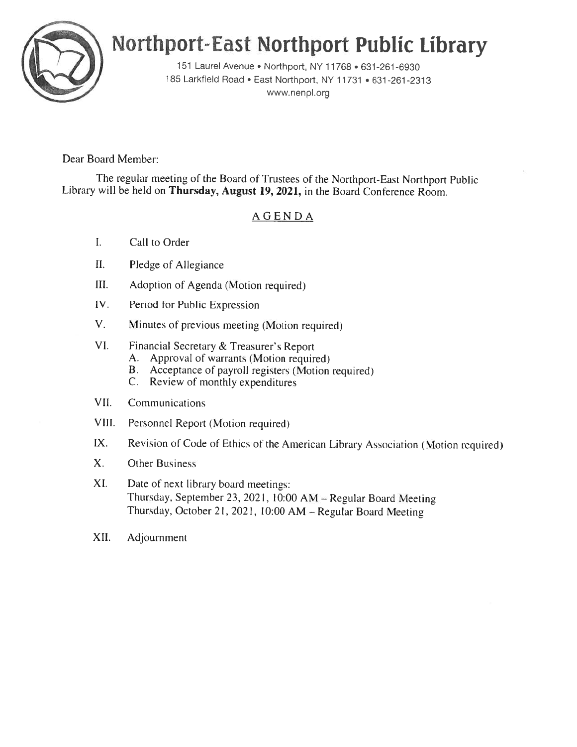# Northport-East Northport Public Library

151 Laurel Avenue • Northport, NY 11768 • 631-261-6930
185 Larkfield Road • East Northport, NY 11731 • 631-261-2313
www.nenpl.org

Dear Board Member:

The regular meeting of the Board of Trustees of the Northport-East Northport Public Library will be held on **Thursday, August 19, 2021,** in the Board Conference Room.

## AGENDA

I. Call to Order

II. Pledge of Allegiance

III. Adoption of Agenda (Motion required)

IV. Period for Public Expression

V. Minutes of previous meeting (Motion required)

VI. Financial Secretary & Treasurer's Report
   A. Approval of warrants (Motion required)
   B. Acceptance of payroll registers (Motion required)
   C. Review of monthly expenditures

VII. Communications

VIII. Personnel Report (Motion required)

IX. Revision of Code of Ethics of the American Library Association (Motion required)

X. Other Business

XI. Date of next library board meetings:
   Thursday, September 23, 2021, 10:00 AM – Regular Board Meeting
   Thursday, October 21, 2021, 10:00 AM – Regular Board Meeting

XII. Adjournment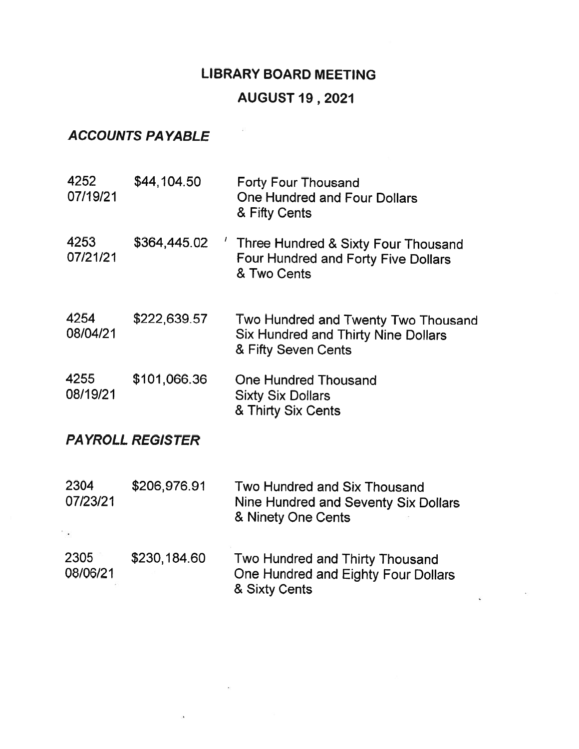# LIBRARY BOARD MEETING

## AUGUST 19 , 2021

### *ACCOUNTS PAYABLE*

| | | |
|---|---|---|
| 4252<br>07/19/21 | $44,104.50 | Forty Four Thousand<br>One Hundred and Four Dollars<br>& Fifty Cents |
| 4253<br>07/21/21 | $364,445.02 | Three Hundred & Sixty Four Thousand<br>Four Hundred and Forty Five Dollars<br>& Two Cents |
| 4254<br>08/04/21 | $222,639.57 | Two Hundred and Twenty Two Thousand<br>Six Hundred and Thirty Nine Dollars<br>& Fifty Seven Cents |
| 4255<br>08/19/21 | $101,066.36 | One Hundred Thousand<br>Sixty Six Dollars<br>& Thirty Six Cents |

### *PAYROLL REGISTER*

| | | |
|---|---|---|
| 2304<br>07/23/21 | $206,976.91 | Two Hundred and Six Thousand<br>Nine Hundred and Seventy Six Dollars<br>& Ninety One Cents |
| 2305<br>08/06/21 | $230,184.60 | Two Hundred and Thirty Thousand<br>One Hundred and Eighty Four Dollars<br>& Sixty Cents |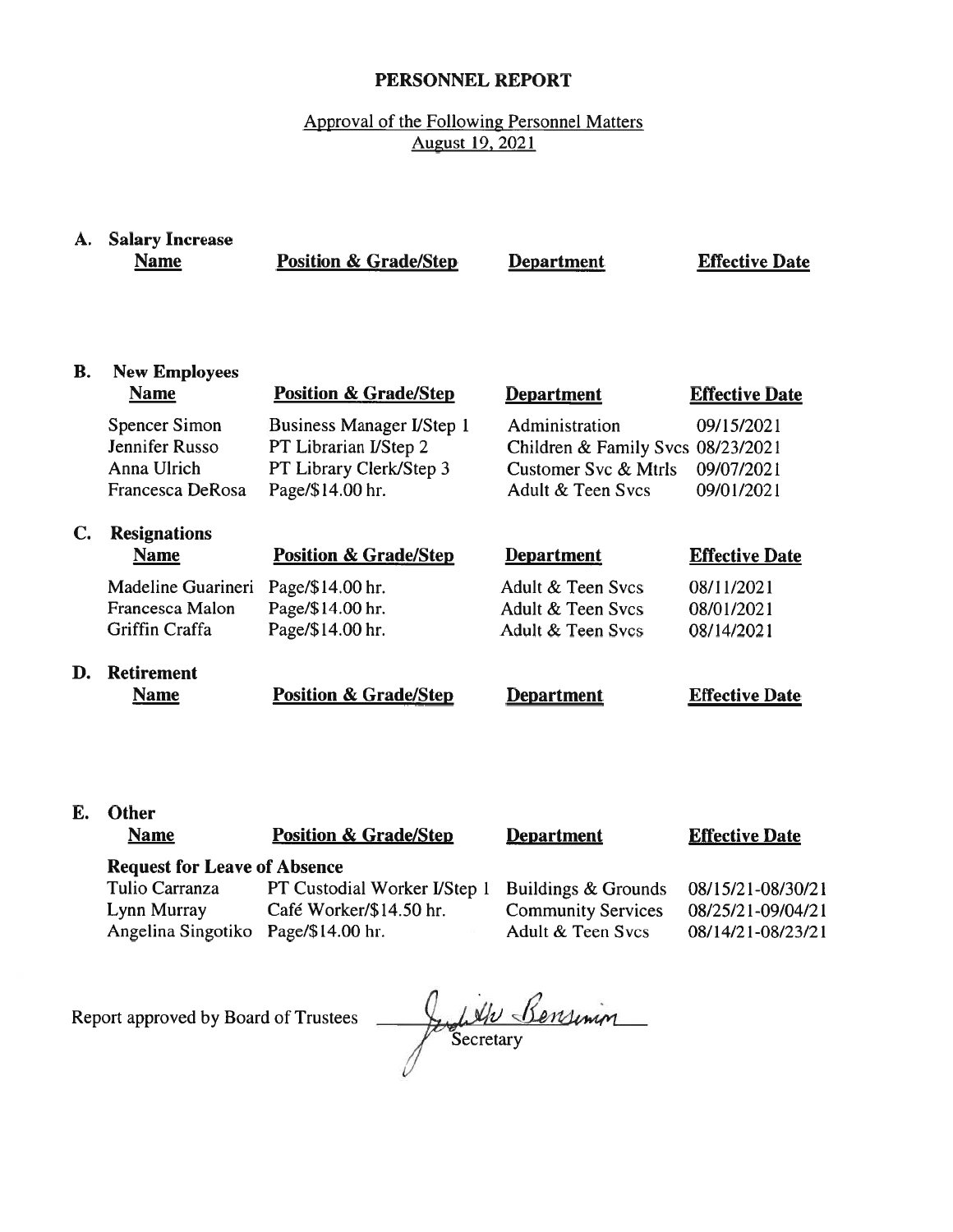# PERSONNEL REPORT

Approval of the Following Personnel Matters
August 19, 2021

## A. Salary Increase

| Name | Position & Grade/Step | Department | Effective Date |
|---|---|---|---|

## B. New Employees

| Name | Position & Grade/Step | Department | Effective Date |
|---|---|---|---|
| Spencer Simon | Business Manager I/Step 1 | Administration | 09/15/2021 |
| Jennifer Russo | PT Librarian I/Step 2 | Children & Family Svcs | 08/23/2021 |
| Anna Ulrich | PT Library Clerk/Step 3 | Customer Svc & Mtrls | 09/07/2021 |
| Francesca DeRosa | Page/$14.00 hr. | Adult & Teen Svcs | 09/01/2021 |

## C. Resignations

| Name | Position & Grade/Step | Department | Effective Date |
|---|---|---|---|
| Madeline Guarineri | Page/$14.00 hr. | Adult & Teen Svcs | 08/11/2021 |
| Francesca Malon | Page/$14.00 hr. | Adult & Teen Svcs | 08/01/2021 |
| Griffin Craffa | Page/$14.00 hr. | Adult & Teen Svcs | 08/14/2021 |

## D. Retirement

| Name | Position & Grade/Step | Department | Effective Date |
|---|---|---|---|

## E. Other

**Request for Leave of Absence**

| Name | Position & Grade/Step | Department | Effective Date |
|---|---|---|---|
| Tulio Carranza | PT Custodial Worker I/Step 1 | Buildings & Grounds | 08/15/21-08/30/21 |
| Lynn Murray | Café Worker/$14.50 hr. | Community Services | 08/25/21-09/04/21 |
| Angelina Singotiko | Page/$14.00 hr. | Adult & Teen Svcs | 08/14/21-08/23/21 |

Report approved by Board of Trustees Judith Bensimon

Secretary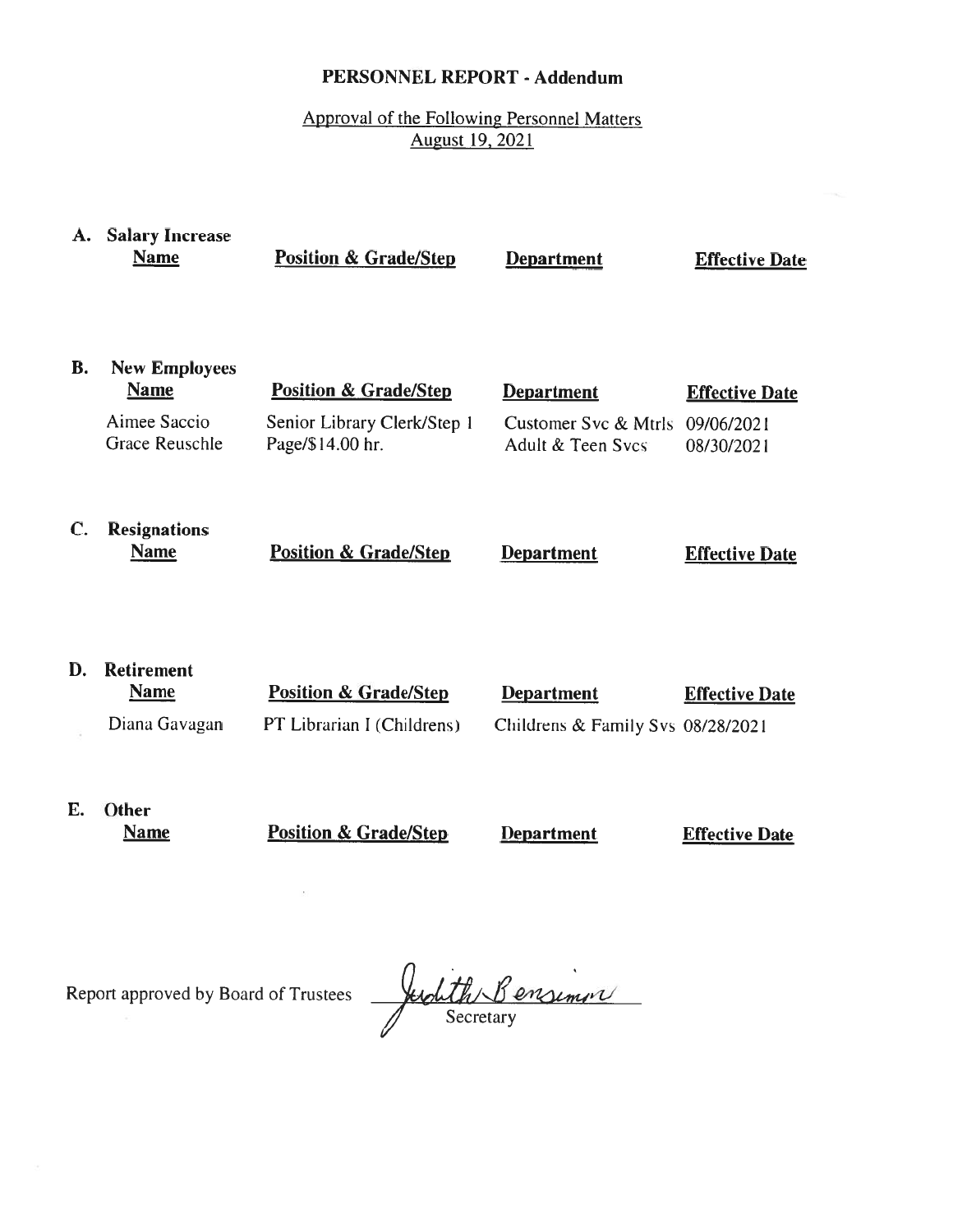# PERSONNEL REPORT - Addendum

Approval of the Following Personnel Matters
August 19, 2021

**A. Salary Increase**

| Name | Position & Grade/Step | Department | Effective Date |
|---|---|---|---|

**B. New Employees**

| Name | Position & Grade/Step | Department | Effective Date |
|---|---|---|---|
| Aimee Saccio | Senior Library Clerk/Step 1 | Customer Svc & Mtrls | 09/06/2021 |
| Grace Reuschle | Page/$14.00 hr. | Adult & Teen Svcs | 08/30/2021 |

**C. Resignations**

| Name | Position & Grade/Step | Department | Effective Date |
|---|---|---|---|

**D. Retirement**

| Name | Position & Grade/Step | Department | Effective Date |
|---|---|---|---|
| Diana Gavagan | PT Librarian I (Childrens) | Childrens & Family Svs | 08/28/2021 |

**E. Other**

| Name | Position & Grade/Step | Department | Effective Date |
|---|---|---|---|

Report approved by Board of Trustees Judith Bensimon

Secretary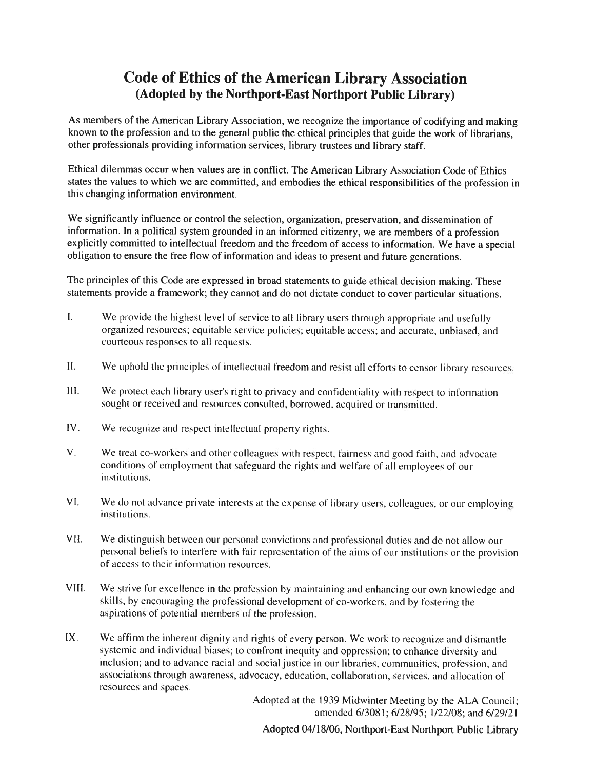# Code of Ethics of the American Library Association
## (Adopted by the Northport-East Northport Public Library)

As members of the American Library Association, we recognize the importance of codifying and making known to the profession and to the general public the ethical principles that guide the work of librarians, other professionals providing information services, library trustees and library staff.

Ethical dilemmas occur when values are in conflict. The American Library Association Code of Ethics states the values to which we are committed, and embodies the ethical responsibilities of the profession in this changing information environment.

We significantly influence or control the selection, organization, preservation, and dissemination of information. In a political system grounded in an informed citizenry, we are members of a profession explicitly committed to intellectual freedom and the freedom of access to information. We have a special obligation to ensure the free flow of information and ideas to present and future generations.

The principles of this Code are expressed in broad statements to guide ethical decision making. These statements provide a framework; they cannot and do not dictate conduct to cover particular situations.

I. We provide the highest level of service to all library users through appropriate and usefully organized resources; equitable service policies; equitable access; and accurate, unbiased, and courteous responses to all requests.

II. We uphold the principles of intellectual freedom and resist all efforts to censor library resources.

III. We protect each library user's right to privacy and confidentiality with respect to information sought or received and resources consulted, borrowed, acquired or transmitted.

IV. We recognize and respect intellectual property rights.

V. We treat co-workers and other colleagues with respect, fairness and good faith, and advocate conditions of employment that safeguard the rights and welfare of all employees of our institutions.

VI. We do not advance private interests at the expense of library users, colleagues, or our employing institutions.

VII. We distinguish between our personal convictions and professional duties and do not allow our personal beliefs to interfere with fair representation of the aims of our institutions or the provision of access to their information resources.

VIII. We strive for excellence in the profession by maintaining and enhancing our own knowledge and skills, by encouraging the professional development of co-workers, and by fostering the aspirations of potential members of the profession.

IX. We affirm the inherent dignity and rights of every person. We work to recognize and dismantle systemic and individual biases; to confront inequity and oppression; to enhance diversity and inclusion; and to advance racial and social justice in our libraries, communities, profession, and associations through awareness, advocacy, education, collaboration, services, and allocation of resources and spaces.

Adopted at the 1939 Midwinter Meeting by the ALA Council;
amended 6/3081; 6/28/95; 1/22/08; and 6/29/21

Adopted 04/18/06, Northport-East Northport Public Library